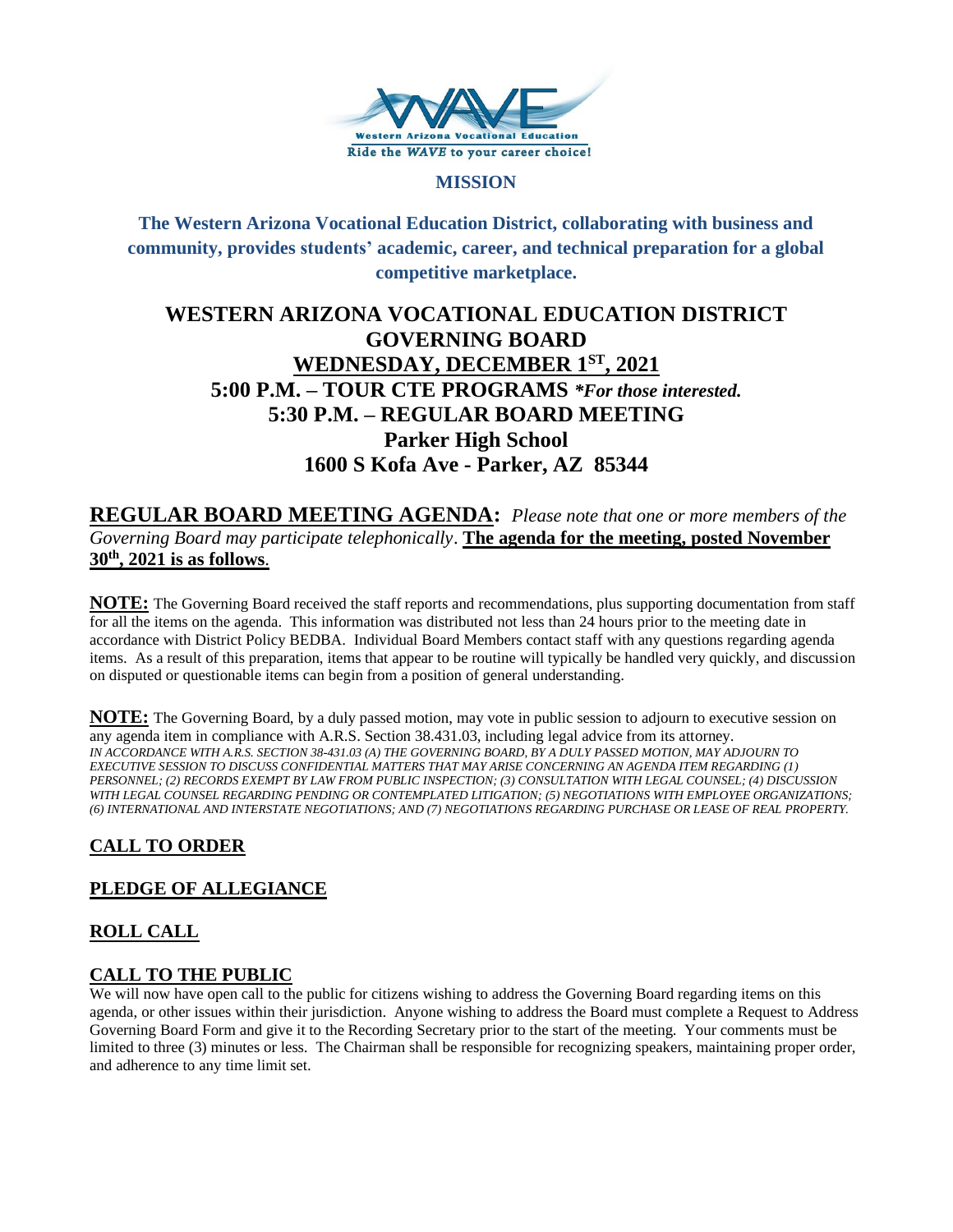Western Arizona Vocational Education
Ride the *WAVE* to your career choice!

**MISSION**

**The Western Arizona Vocational Education District, collaborating with business and community, provides students' academic, career, and technical preparation for a global competitive marketplace.**

# WESTERN ARIZONA VOCATIONAL EDUCATION DISTRICT GOVERNING BOARD

## WEDNESDAY, DECEMBER 1ST, 2021

## 5:00 P.M. – TOUR CTE PROGRAMS *\*For those interested.*

## 5:30 P.M. – REGULAR BOARD MEETING

## Parker High School

## 1600 S Kofa Ave - Parker, AZ 85344

## REGULAR BOARD MEETING AGENDA:

*Please note that one or more members of the Governing Board may participate telephonically*. **The agenda for the meeting, posted November 30th, 2021 is as follows**.

**NOTE:** The Governing Board received the staff reports and recommendations, plus supporting documentation from staff for all the items on the agenda. This information was distributed not less than 24 hours prior to the meeting date in accordance with District Policy BEDBA. Individual Board Members contact staff with any questions regarding agenda items. As a result of this preparation, items that appear to be routine will typically be handled very quickly, and discussion on disputed or questionable items can begin from a position of general understanding.

**NOTE:** The Governing Board, by a duly passed motion, may vote in public session to adjourn to executive session on any agenda item in compliance with A.R.S. Section 38.431.03, including legal advice from its attorney.
*IN ACCORDANCE WITH A.R.S. SECTION 38-431.03 (A) THE GOVERNING BOARD, BY A DULY PASSED MOTION, MAY ADJOURN TO EXECUTIVE SESSION TO DISCUSS CONFIDENTIAL MATTERS THAT MAY ARISE CONCERNING AN AGENDA ITEM REGARDING (1) PERSONNEL; (2) RECORDS EXEMPT BY LAW FROM PUBLIC INSPECTION; (3) CONSULTATION WITH LEGAL COUNSEL; (4) DISCUSSION WITH LEGAL COUNSEL REGARDING PENDING OR CONTEMPLATED LITIGATION; (5) NEGOTIATIONS WITH EMPLOYEE ORGANIZATIONS; (6) INTERNATIONAL AND INTERSTATE NEGOTIATIONS; AND (7) NEGOTIATIONS REGARDING PURCHASE OR LEASE OF REAL PROPERTY.*

### CALL TO ORDER

### PLEDGE OF ALLEGIANCE

### ROLL CALL

### CALL TO THE PUBLIC

We will now have open call to the public for citizens wishing to address the Governing Board regarding items on this agenda, or other issues within their jurisdiction. Anyone wishing to address the Board must complete a Request to Address Governing Board Form and give it to the Recording Secretary prior to the start of the meeting. Your comments must be limited to three (3) minutes or less. The Chairman shall be responsible for recognizing speakers, maintaining proper order, and adherence to any time limit set.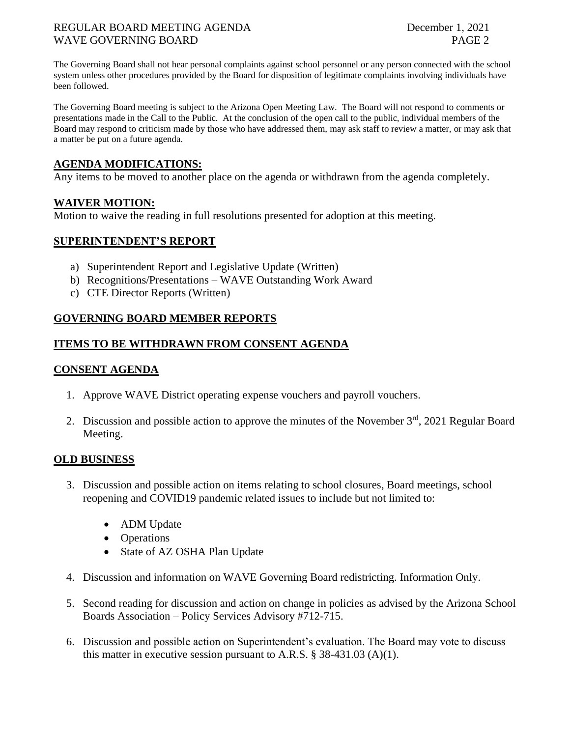The Governing Board shall not hear personal complaints against school personnel or any person connected with the school system unless other procedures provided by the Board for disposition of legitimate complaints involving individuals have been followed.

The Governing Board meeting is subject to the Arizona Open Meeting Law. The Board will not respond to comments or presentations made in the Call to the Public. At the conclusion of the open call to the public, individual members of the Board may respond to criticism made by those who have addressed them, may ask staff to review a matter, or may ask that a matter be put on a future agenda.

## AGENDA MODIFICATIONS:

Any items to be moved to another place on the agenda or withdrawn from the agenda completely.

## WAIVER MOTION:

Motion to waive the reading in full resolutions presented for adoption at this meeting.

## SUPERINTENDENT'S REPORT

a) Superintendent Report and Legislative Update (Written)
b) Recognitions/Presentations – WAVE Outstanding Work Award
c) CTE Director Reports (Written)

## GOVERNING BOARD MEMBER REPORTS

## ITEMS TO BE WITHDRAWN FROM CONSENT AGENDA

## CONSENT AGENDA

1. Approve WAVE District operating expense vouchers and payroll vouchers.
2. Discussion and possible action to approve the minutes of the November 3rd, 2021 Regular Board Meeting.

## OLD BUSINESS

3. Discussion and possible action on items relating to school closures, Board meetings, school reopening and COVID19 pandemic related issues to include but not limited to:
   - ADM Update
   - Operations
   - State of AZ OSHA Plan Update
4. Discussion and information on WAVE Governing Board redistricting. Information Only.
5. Second reading for discussion and action on change in policies as advised by the Arizona School Boards Association – Policy Services Advisory #712-715.
6. Discussion and possible action on Superintendent's evaluation. The Board may vote to discuss this matter in executive session pursuant to A.R.S. § 38-431.03 (A)(1).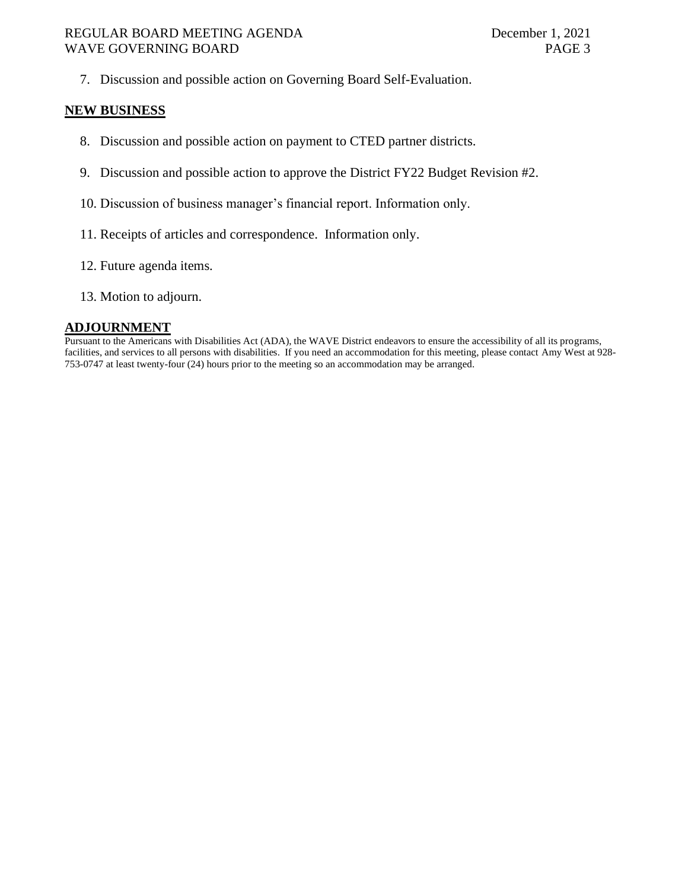7. Discussion and possible action on Governing Board Self-Evaluation.

## NEW BUSINESS

8. Discussion and possible action on payment to CTED partner districts.

9. Discussion and possible action to approve the District FY22 Budget Revision #2.

10. Discussion of business manager's financial report. Information only.

11. Receipts of articles and correspondence. Information only.

12. Future agenda items.

13. Motion to adjourn.

## ADJOURNMENT

Pursuant to the Americans with Disabilities Act (ADA), the WAVE District endeavors to ensure the accessibility of all its programs, facilities, and services to all persons with disabilities. If you need an accommodation for this meeting, please contact Amy West at 928-753-0747 at least twenty-four (24) hours prior to the meeting so an accommodation may be arranged.